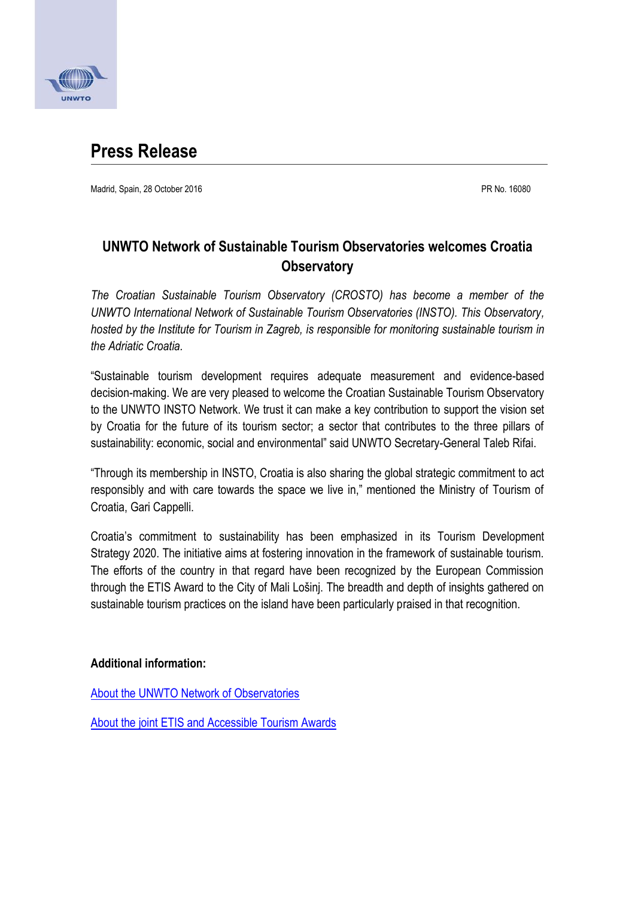# Press Release

Madrid, Spain, 28 October 2016

PR No. 16080

## UNWTO Network of Sustainable Tourism Observatories welcomes Croatia Observatory

*The Croatian Sustainable Tourism Observatory (CROSTO) has become a member of the UNWTO International Network of Sustainable Tourism Observatories (INSTO). This Observatory, hosted by the Institute for Tourism in Zagreb, is responsible for monitoring sustainable tourism in the Adriatic Croatia.*

"Sustainable tourism development requires adequate measurement and evidence-based decision-making. We are very pleased to welcome the Croatian Sustainable Tourism Observatory to the UNWTO INSTO Network. We trust it can make a key contribution to support the vision set by Croatia for the future of its tourism sector; a sector that contributes to the three pillars of sustainability: economic, social and environmental" said UNWTO Secretary-General Taleb Rifai.

"Through its membership in INSTO, Croatia is also sharing the global strategic commitment to act responsibly and with care towards the space we live in," mentioned the Ministry of Tourism of Croatia, Gari Cappelli.

Croatia's commitment to sustainability has been emphasized in its Tourism Development Strategy 2020. The initiative aims at fostering innovation in the framework of sustainable tourism. The efforts of the country in that regard have been recognized by the European Commission through the ETIS Award to the City of Mali Lošinj. The breadth and depth of insights gathered on sustainable tourism practices on the island have been particularly praised in that recognition.

**Additional information:**

About the UNWTO Network of Observatories

About the joint ETIS and Accessible Tourism Awards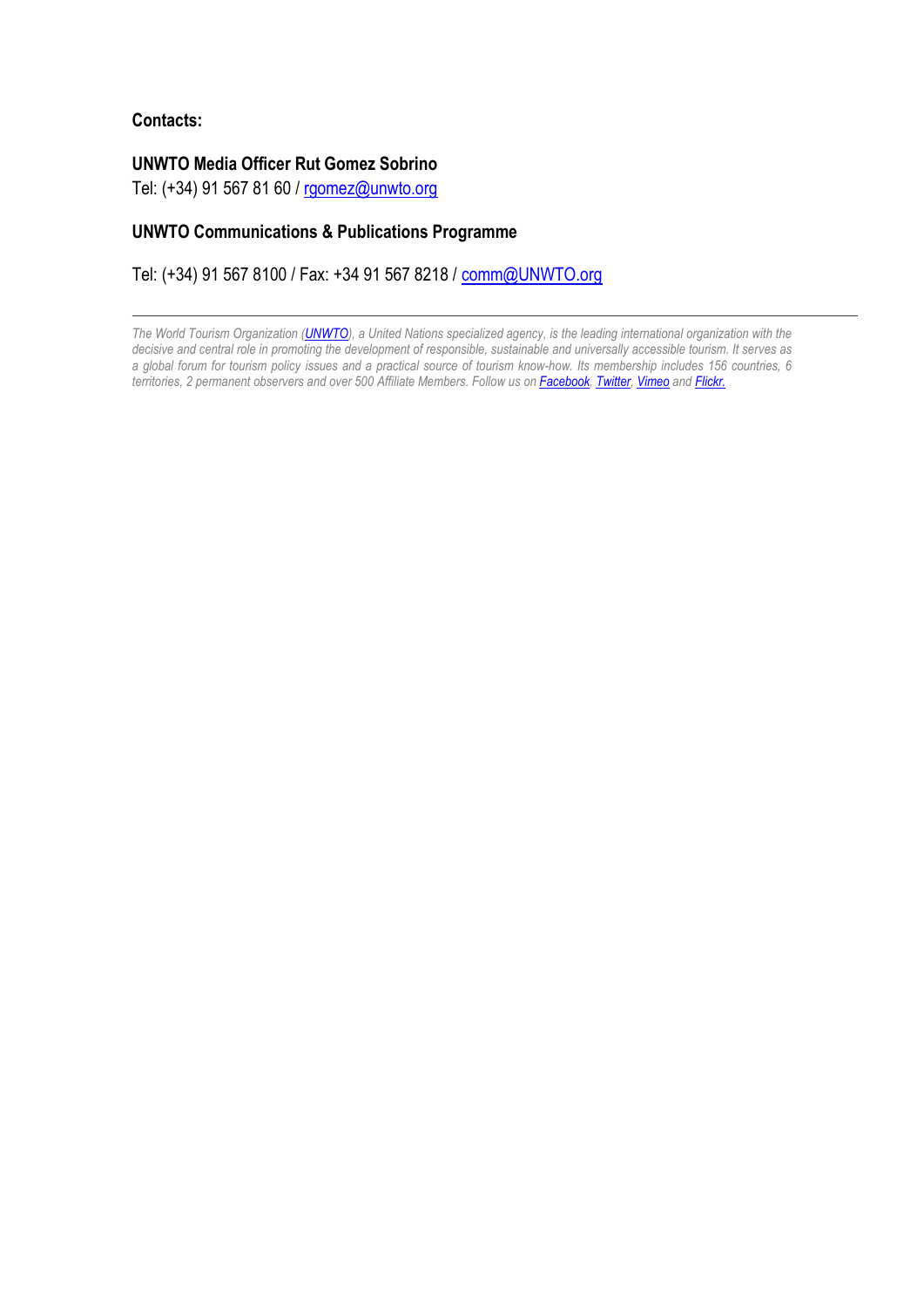**Contacts:**

**UNWTO Media Officer Rut Gomez Sobrino**
Tel: (+34) 91 567 81 60 / rgomez@unwto.org

**UNWTO Communications & Publications Programme**

Tel: (+34) 91 567 8100 / Fax: +34 91 567 8218 / comm@UNWTO.org

---

*The World Tourism Organization (UNWTO), a United Nations specialized agency, is the leading international organization with the decisive and central role in promoting the development of responsible, sustainable and universally accessible tourism. It serves as a global forum for tourism policy issues and a practical source of tourism know-how. Its membership includes 156 countries, 6 territories, 2 permanent observers and over 500 Affiliate Members. Follow us on **Facebook**, **Twitter**, **Vimeo** and **Flickr.***